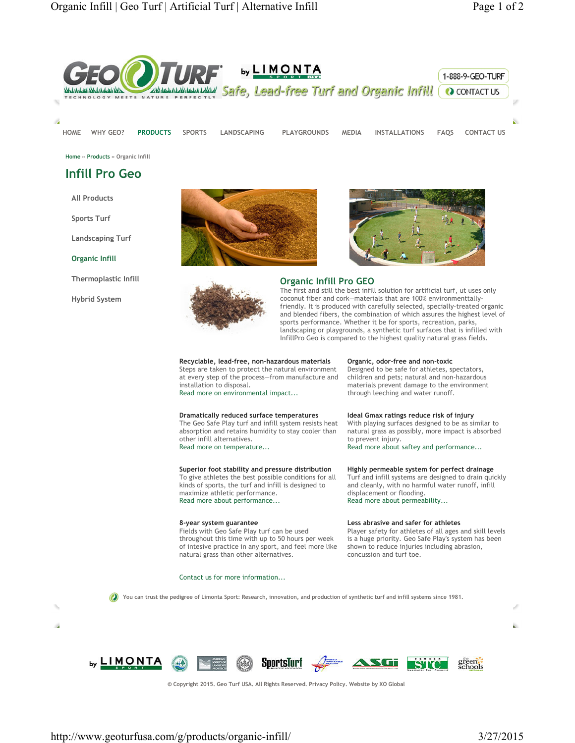GEO TURF by LIMONTA SPORT USA — Safe, Lead-free Turf and Organic Infill!

TECHNOLOGY MEETS NATURE PERFECTLY

1-888-9-GEO-TURF

CONTACT US

HOME | WHY GEO? | PRODUCTS | SPORTS | LANDSCAPING | PLAYGROUNDS | MEDIA | INSTALLATIONS | FAQS | CONTACT US

Home » Products » Organic Infill

# Infill Pro Geo

- All Products
- Sports Turf
- Landscaping Turf
- Organic Infill
- Thermoplastic Infill
- Hybrid System

## Organic Infill Pro GEO

The first and still the best infill solution for artificial turf, ut uses only coconut fiber and cork—materials that are 100% environmenttally-friendly. It is produced with carefully selected, specially-treated organic and blended fibers, the combination of which assures the highest level of sports performance. Whether it be for sports, recreation, parks, landscaping or playgrounds, a synthetic turf surfaces that is infilled with InfillPro Geo is compared to the highest quality natural grass fields.

**Recyclable, lead-free, non-hazardous materials**
Steps are taken to protect the natural environment at every step of the process—from manufacture and installation to disposal.
Read more on environmental impact...

**Organic, odor-free and non-toxic**
Designed to be safe for athletes, spectators, children and pets; natural and non-hazardous materials prevent damage to the environment through leeching and water runoff.

**Dramatically reduced surface temperatures**
The Geo Safe Play turf and infill system resists heat absorption and retains humidity to stay cooler than other infill alternatives.
Read more on temperature...

**Ideal Gmax ratings reduce risk of injury**
With playing surfaces designed to be as similar to natural grass as possibly, more impact is absorbed to prevent injury.
Read more about saftey and performance...

**Superior foot stability and pressure distribution**
To give athletes the best possible conditions for all kinds of sports, the turf and infill is designed to maximize athletic performance.
Read more about performance...

**Highly permeable system for perfect drainage**
Turf and infill systems are designed to drain quickly and cleanly, with no harmful water runoff, infill displacement or flooding.
Read more about permeability...

**8-year system guarantee**
Fields with Geo Safe Play turf can be used throughout this time with up to 50 hours per week of intesive practice in any sport, and feel more like natural grass than other alternatives.

**Less abrasive and safer for athletes**
Player safety for athletes of all ages and skill levels is a huge priority. Geo Safe Play's system has been shown to reduce injuries including abrasion, concussion and turf toe.

Contact us for more information...

You can trust the pedigree of Limonta Sport: Research, innovation, and production of synthetic turf and infill systems since 1981.

© Copyright 2015. Geo Turf USA. All Rights Reserved. Privacy Policy. Website by XO Global